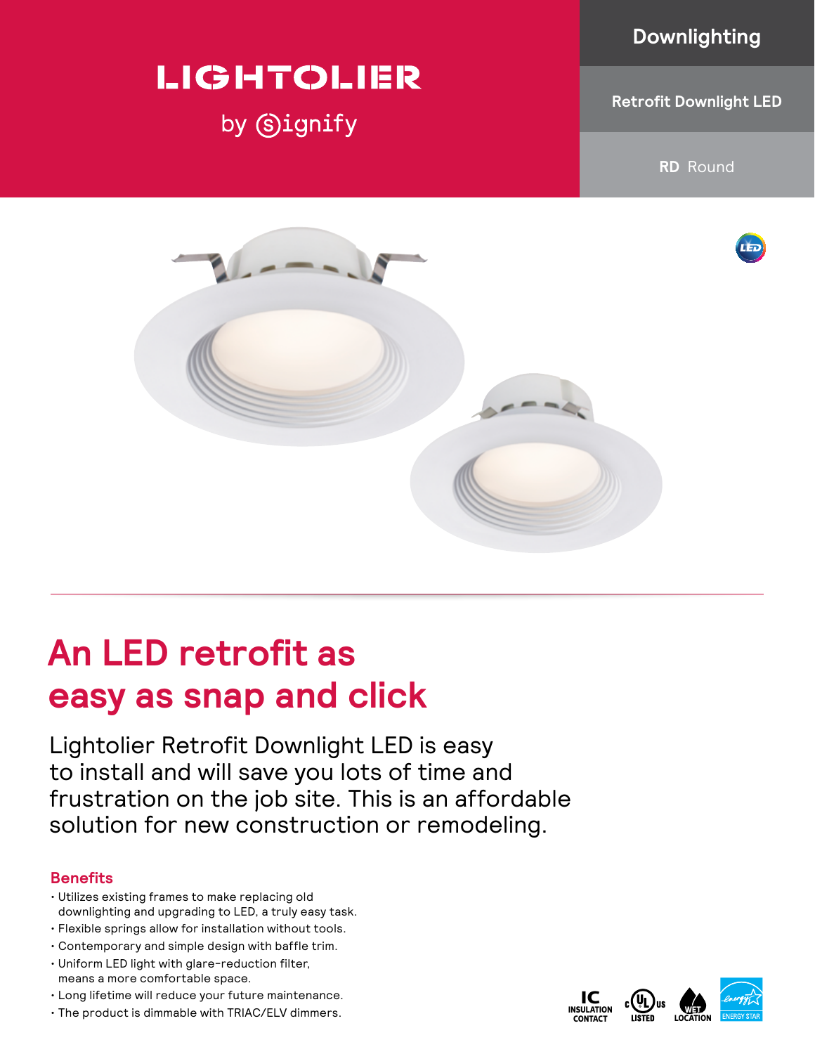LIGHTOLIER

by signify

Downlighting

Retrofit Downlight LED

**RD** Round

# An LED retrofit as easy as snap and click

Lightolier Retrofit Downlight LED is easy to install and will save you lots of time and frustration on the job site. This is an affordable solution for new construction or remodeling.

## Benefits

- Utilizes existing frames to make replacing old downlighting and upgrading to LED, a truly easy task.
- Flexible springs allow for installation without tools.
- Contemporary and simple design with baffle trim.
- Uniform LED light with glare-reduction filter, means a more comfortable space.
- Long lifetime will reduce your future maintenance.
- The product is dimmable with TRIAC/ELV dimmers.

IC INSULATION CONTACT | c UL us LISTED | WET LOCATION | ENERGY STAR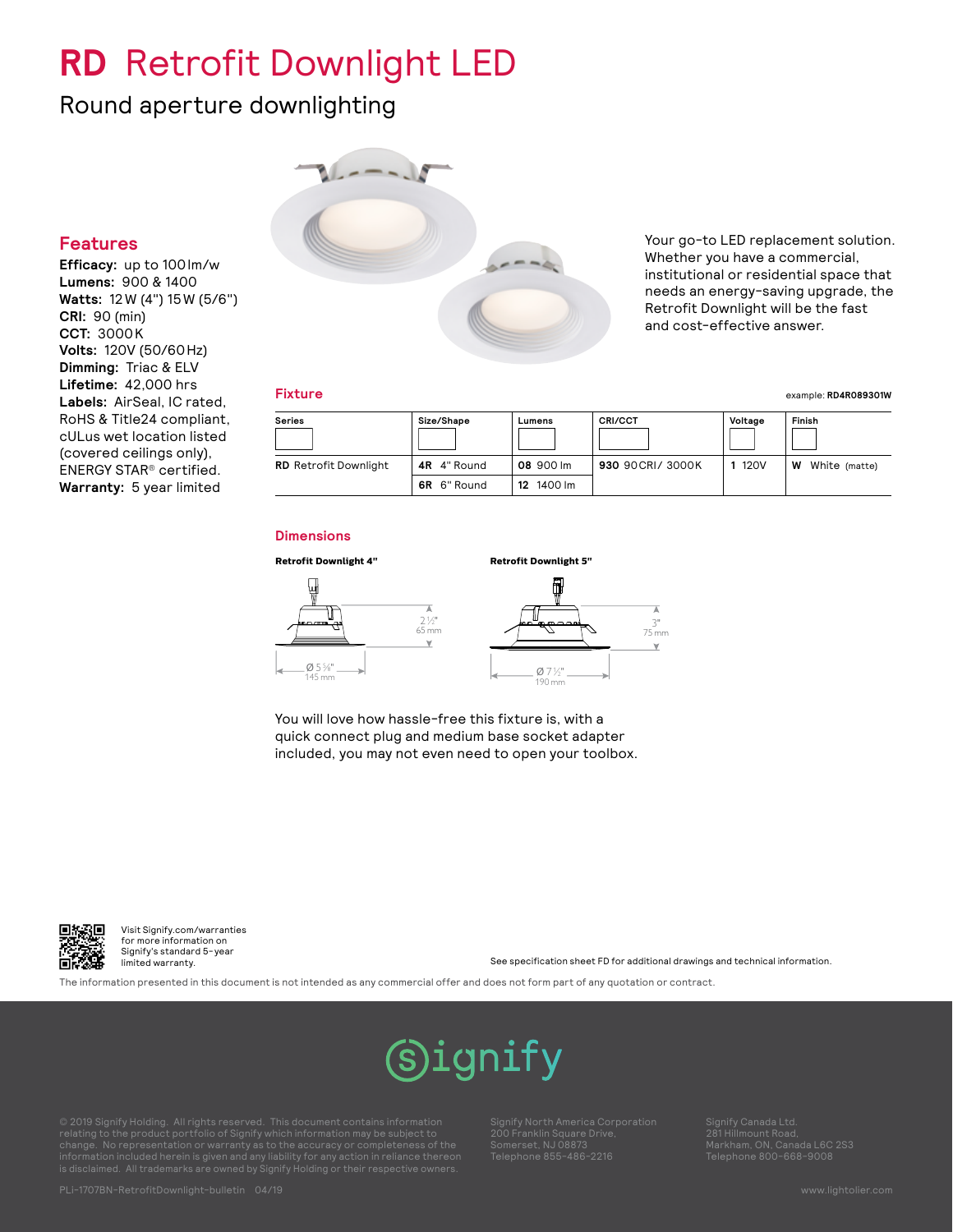# **RD** Retrofit Downlight LED

## Round aperture downlighting

### Features

**Efficacy:** up to 100 lm/w
**Lumens:** 900 & 1400
**Watts:** 12 W (4") 15 W (5/6")
**CRI:** 90 (min)
**CCT:** 3000 K
**Volts:** 120V (50/60 Hz)
**Dimming:** Triac & ELV
**Lifetime:** 42,000 hrs
**Labels:** AirSeal, IC rated, RoHS & Title24 compliant, cULus wet location listed (covered ceilings only), ENERGY STAR® certified.
**Warranty:** 5 year limited

Your go-to LED replacement solution. Whether you have a commercial, institutional or residential space that needs an energy-saving upgrade, the Retrofit Downlight will be the fast and cost-effective answer.

### Fixture

example: **RD4R089301W**

| Series | Size/Shape | Lumens | CRI/CCT | Voltage | Finish |
|---|---|---|---|---|---|
| **RD** Retrofit Downlight | **4R** 4" Round | **08** 900 lm | **930** 90 CRI / 3000K | **1** 120V | **W** White (matte) |
| | **6R** 6" Round | **12** 1400 lm | | | |

### Dimensions

**Retrofit Downlight 4"**

2 ½"
65 mm
Ø 5 ⅝"
145 mm

**Retrofit Downlight 5"**

3"
75 mm
Ø 7 ½"
190 mm

You will love how hassle-free this fixture is, with a quick connect plug and medium base socket adapter included, you may not even need to open your toolbox.

Visit Signify.com/warranties for more information on Signify's standard 5-year limited warranty.

See specification sheet FD for additional drawings and technical information.

The information presented in this document is not intended as any commercial offer and does not form part of any quotation or contract.

signify

© 2019 Signify Holding. All rights reserved. This document contains information relating to the product portfolio of Signify which information may be subject to change. No representation or warranty as to the accuracy or completeness of the information included herein is given and any liability for any action in reliance thereon is disclaimed. All trademarks are owned by Signify Holding or their respective owners.

Signify North America Corporation
200 Franklin Square Drive,
Somerset, NJ 08873
Telephone 855-486-2216

Signify Canada Ltd.
281 Hillmount Road,
Markham, ON, Canada L6C 2S3
Telephone 800-668-9008

PLi-1707BN-RetrofitDownlight-bulletin 04/19

www.lightoller.com